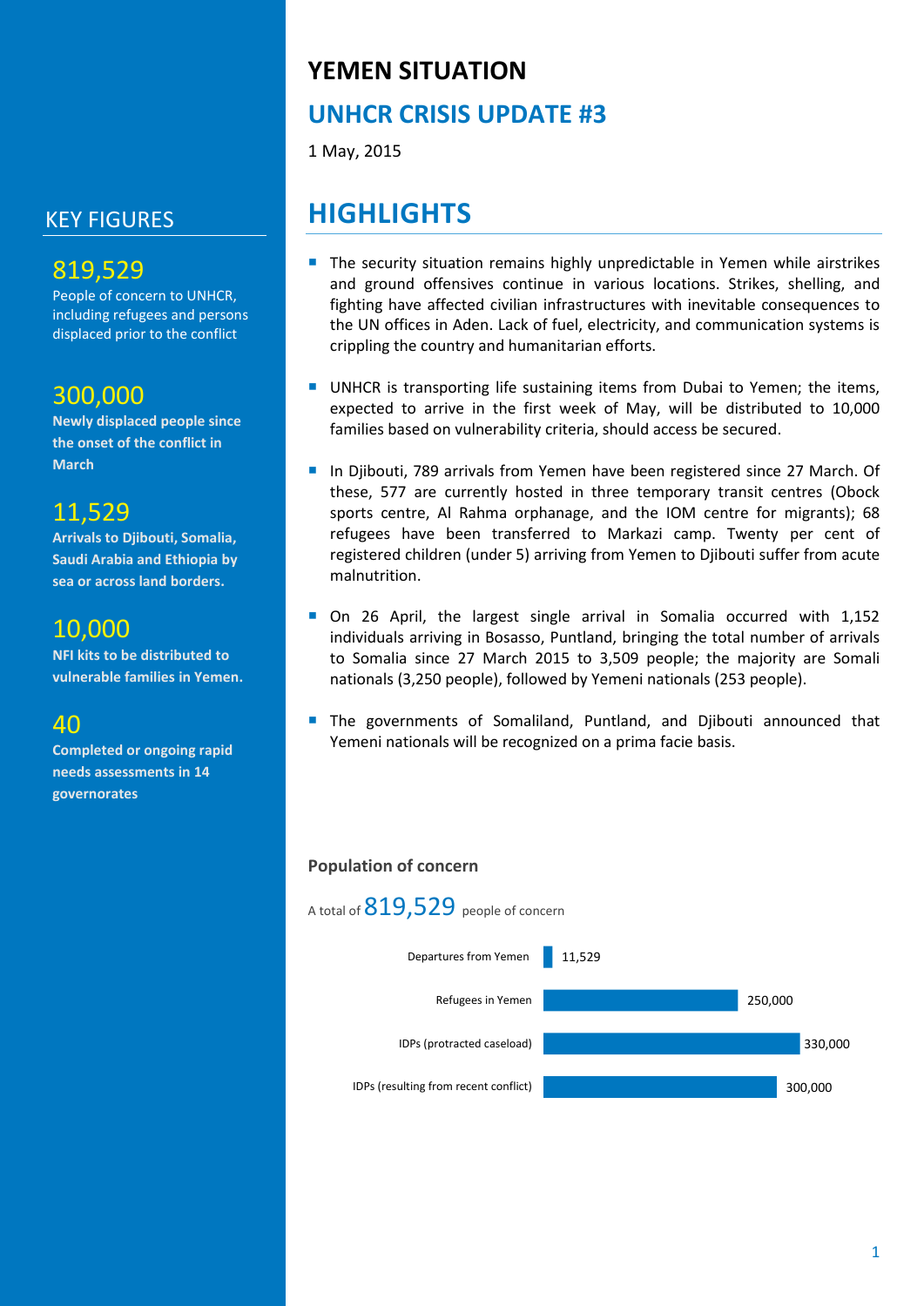# YEMEN SITUATION

## UNHCR CRISIS UPDATE #3

1 May, 2015

## KEY FIGURES

**819,529**
People of concern to UNHCR, including refugees and persons displaced prior to the conflict

**300,000**
**Newly displaced people since the onset of the conflict in March**

**11,529**
**Arrivals to Djibouti, Somalia, Saudi Arabia and Ethiopia by sea or across land borders.**

**10,000**
**NFI kits to be distributed to vulnerable families in Yemen.**

**40**
**Completed or ongoing rapid needs assessments in 14 governorates**

## HIGHLIGHTS

- The security situation remains highly unpredictable in Yemen while airstrikes and ground offensives continue in various locations. Strikes, shelling, and fighting have affected civilian infrastructures with inevitable consequences to the UN offices in Aden. Lack of fuel, electricity, and communication systems is crippling the country and humanitarian efforts.
- UNHCR is transporting life sustaining items from Dubai to Yemen; the items, expected to arrive in the first week of May, will be distributed to 10,000 families based on vulnerability criteria, should access be secured.
- In Djibouti, 789 arrivals from Yemen have been registered since 27 March. Of these, 577 are currently hosted in three temporary transit centres (Obock sports centre, Al Rahma orphanage, and the IOM centre for migrants); 68 refugees have been transferred to Markazi camp. Twenty per cent of registered children (under 5) arriving from Yemen to Djibouti suffer from acute malnutrition.
- On 26 April, the largest single arrival in Somalia occurred with 1,152 individuals arriving in Bosasso, Puntland, bringing the total number of arrivals to Somalia since 27 March 2015 to 3,509 people; the majority are Somali nationals (3,250 people), followed by Yemeni nationals (253 people).
- The governments of Somaliland, Puntland, and Djibouti announced that Yemeni nationals will be recognized on a prima facie basis.

### Population of concern

A total of **819,529** people of concern

| Category | Number |
|---|---|
| Departures from Yemen | 11,529 |
| Refugees in Yemen | 250,000 |
| IDPs (protracted caseload) | 330,000 |
| IDPs (resulting from recent conflict) | 300,000 |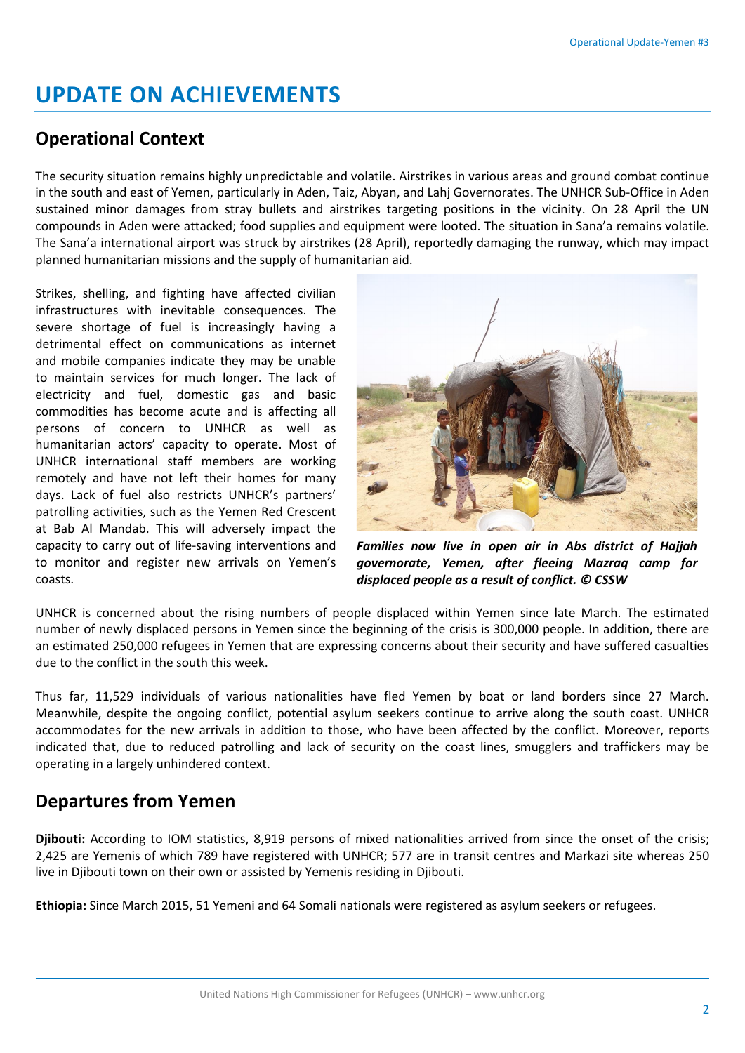# UPDATE ON ACHIEVEMENTS

## Operational Context

The security situation remains highly unpredictable and volatile. Airstrikes in various areas and ground combat continue in the south and east of Yemen, particularly in Aden, Taiz, Abyan, and Lahj Governorates. The UNHCR Sub-Office in Aden sustained minor damages from stray bullets and airstrikes targeting positions in the vicinity. On 28 April the UN compounds in Aden were attacked; food supplies and equipment were looted. The situation in Sana'a remains volatile. The Sana'a international airport was struck by airstrikes (28 April), reportedly damaging the runway, which may impact planned humanitarian missions and the supply of humanitarian aid.

Strikes, shelling, and fighting have affected civilian infrastructures with inevitable consequences. The severe shortage of fuel is increasingly having a detrimental effect on communications as internet and mobile companies indicate they may be unable to maintain services for much longer. The lack of electricity and fuel, domestic gas and basic commodities has become acute and is affecting all persons of concern to UNHCR as well as humanitarian actors' capacity to operate. Most of UNHCR international staff members are working remotely and have not left their homes for many days. Lack of fuel also restricts UNHCR's partners' patrolling activities, such as the Yemen Red Crescent at Bab Al Mandab. This will adversely impact the capacity to carry out of life-saving interventions and to monitor and register new arrivals on Yemen's coasts.

***Families now live in open air in Abs district of Hajjah governorate, Yemen, after fleeing Mazraq camp for displaced people as a result of conflict. © CSSW***

UNHCR is concerned about the rising numbers of people displaced within Yemen since late March. The estimated number of newly displaced persons in Yemen since the beginning of the crisis is 300,000 people. In addition, there are an estimated 250,000 refugees in Yemen that are expressing concerns about their security and have suffered casualties due to the conflict in the south this week.

Thus far, 11,529 individuals of various nationalities have fled Yemen by boat or land borders since 27 March. Meanwhile, despite the ongoing conflict, potential asylum seekers continue to arrive along the south coast. UNHCR accommodates for the new arrivals in addition to those, who have been affected by the conflict. Moreover, reports indicated that, due to reduced patrolling and lack of security on the coast lines, smugglers and traffickers may be operating in a largely unhindered context.

## Departures from Yemen

**Djibouti:** According to IOM statistics, 8,919 persons of mixed nationalities arrived from since the onset of the crisis; 2,425 are Yemenis of which 789 have registered with UNHCR; 577 are in transit centres and Markazi site whereas 250 live in Djibouti town on their own or assisted by Yemenis residing in Djibouti.

**Ethiopia:** Since March 2015, 51 Yemeni and 64 Somali nationals were registered as asylum seekers or refugees.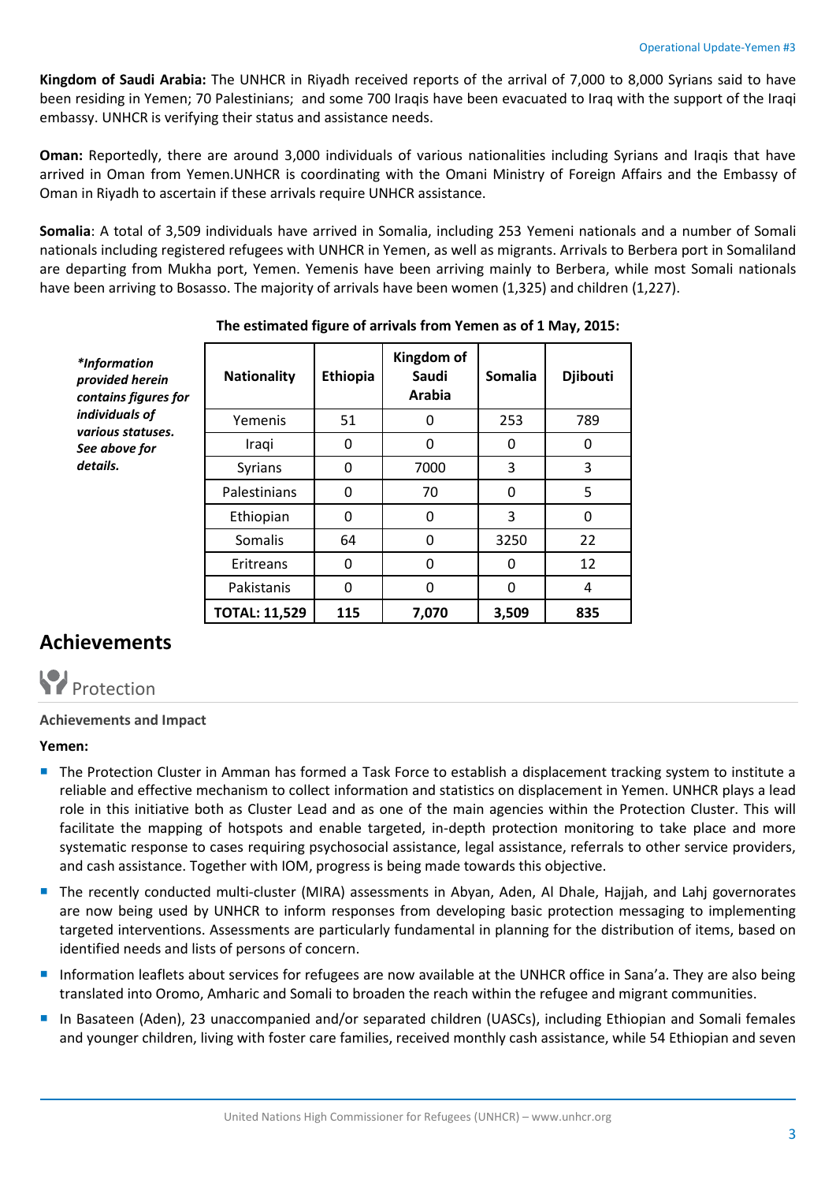**Kingdom of Saudi Arabia:** The UNHCR in Riyadh received reports of the arrival of 7,000 to 8,000 Syrians said to have been residing in Yemen; 70 Palestinians; and some 700 Iraqis have been evacuated to Iraq with the support of the Iraqi embassy. UNHCR is verifying their status and assistance needs.

**Oman:** Reportedly, there are around 3,000 individuals of various nationalities including Syrians and Iraqis that have arrived in Oman from Yemen.UNHCR is coordinating with the Omani Ministry of Foreign Affairs and the Embassy of Oman in Riyadh to ascertain if these arrivals require UNHCR assistance.

**Somalia**: A total of 3,509 individuals have arrived in Somalia, including 253 Yemeni nationals and a number of Somali nationals including registered refugees with UNHCR in Yemen, as well as migrants. Arrivals to Berbera port in Somaliland are departing from Mukha port, Yemen. Yemenis have been arriving mainly to Berbera, while most Somali nationals have been arriving to Bosasso. The majority of arrivals have been women (1,325) and children (1,227).

**The estimated figure of arrivals from Yemen as of 1 May, 2015:**

***Information provided herein contains figures for individuals of various statuses. See above for details.***

| Nationality | Ethiopia | Kingdom of Saudi Arabia | Somalia | Djibouti |
|---|---|---|---|---|
| Yemenis | 51 | 0 | 253 | 789 |
| Iraqi | 0 | 0 | 0 | 0 |
| Syrians | 0 | 7000 | 3 | 3 |
| Palestinians | 0 | 70 | 0 | 5 |
| Ethiopian | 0 | 0 | 3 | 0 |
| Somalis | 64 | 0 | 3250 | 22 |
| Eritreans | 0 | 0 | 0 | 12 |
| Pakistanis | 0 | 0 | 0 | 4 |
| **TOTAL: 11,529** | **115** | **7,070** | **3,509** | **835** |

## Achievements

### Protection

**Achievements and Impact**

**Yemen:**

- The Protection Cluster in Amman has formed a Task Force to establish a displacement tracking system to institute a reliable and effective mechanism to collect information and statistics on displacement in Yemen. UNHCR plays a lead role in this initiative both as Cluster Lead and as one of the main agencies within the Protection Cluster. This will facilitate the mapping of hotspots and enable targeted, in-depth protection monitoring to take place and more systematic response to cases requiring psychosocial assistance, legal assistance, referrals to other service providers, and cash assistance. Together with IOM, progress is being made towards this objective.
- The recently conducted multi-cluster (MIRA) assessments in Abyan, Aden, Al Dhale, Hajjah, and Lahj governorates are now being used by UNHCR to inform responses from developing basic protection messaging to implementing targeted interventions. Assessments are particularly fundamental in planning for the distribution of items, based on identified needs and lists of persons of concern.
- Information leaflets about services for refugees are now available at the UNHCR office in Sana'a. They are also being translated into Oromo, Amharic and Somali to broaden the reach within the refugee and migrant communities.
- In Basateen (Aden), 23 unaccompanied and/or separated children (UASCs), including Ethiopian and Somali females and younger children, living with foster care families, received monthly cash assistance, while 54 Ethiopian and seven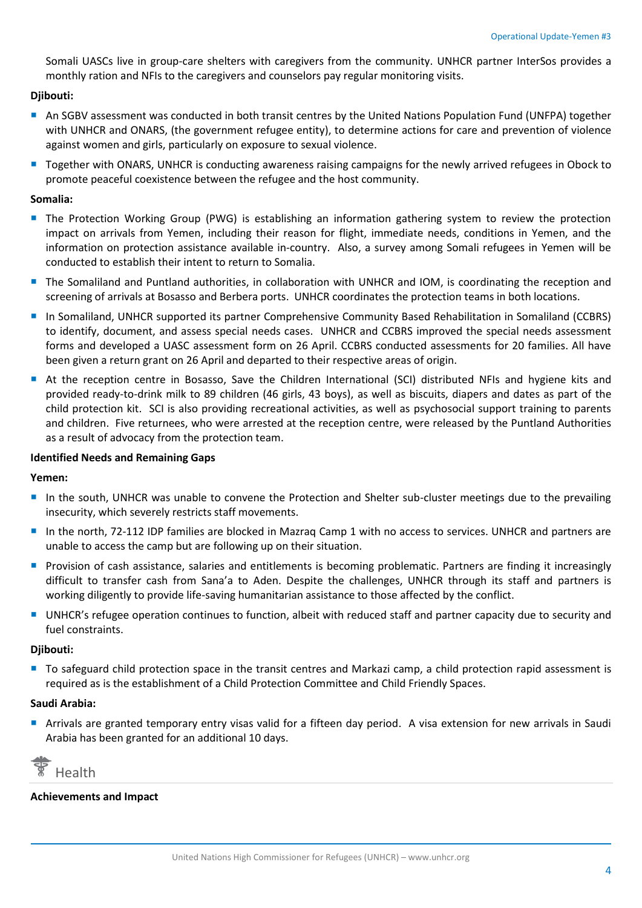Somali UASCs live in group-care shelters with caregivers from the community. UNHCR partner InterSos provides a monthly ration and NFIs to the caregivers and counselors pay regular monitoring visits.

**Djibouti:**

- An SGBV assessment was conducted in both transit centres by the United Nations Population Fund (UNFPA) together with UNHCR and ONARS, (the government refugee entity), to determine actions for care and prevention of violence against women and girls, particularly on exposure to sexual violence.
- Together with ONARS, UNHCR is conducting awareness raising campaigns for the newly arrived refugees in Obock to promote peaceful coexistence between the refugee and the host community.

**Somalia:**

- The Protection Working Group (PWG) is establishing an information gathering system to review the protection impact on arrivals from Yemen, including their reason for flight, immediate needs, conditions in Yemen, and the information on protection assistance available in-country. Also, a survey among Somali refugees in Yemen will be conducted to establish their intent to return to Somalia.
- The Somaliland and Puntland authorities, in collaboration with UNHCR and IOM, is coordinating the reception and screening of arrivals at Bosasso and Berbera ports. UNHCR coordinates the protection teams in both locations.
- In Somaliland, UNHCR supported its partner Comprehensive Community Based Rehabilitation in Somaliland (CCBRS) to identify, document, and assess special needs cases. UNHCR and CCBRS improved the special needs assessment forms and developed a UASC assessment form on 26 April. CCBRS conducted assessments for 20 families. All have been given a return grant on 26 April and departed to their respective areas of origin.
- At the reception centre in Bosasso, Save the Children International (SCI) distributed NFIs and hygiene kits and provided ready-to-drink milk to 89 children (46 girls, 43 boys), as well as biscuits, diapers and dates as part of the child protection kit. SCI is also providing recreational activities, as well as psychosocial support training to parents and children. Five returnees, who were arrested at the reception centre, were released by the Puntland Authorities as a result of advocacy from the protection team.

**Identified Needs and Remaining Gaps**

**Yemen:**

- In the south, UNHCR was unable to convene the Protection and Shelter sub-cluster meetings due to the prevailing insecurity, which severely restricts staff movements.
- In the north, 72-112 IDP families are blocked in Mazraq Camp 1 with no access to services. UNHCR and partners are unable to access the camp but are following up on their situation.
- Provision of cash assistance, salaries and entitlements is becoming problematic. Partners are finding it increasingly difficult to transfer cash from Sana'a to Aden. Despite the challenges, UNHCR through its staff and partners is working diligently to provide life-saving humanitarian assistance to those affected by the conflict.
- UNHCR's refugee operation continues to function, albeit with reduced staff and partner capacity due to security and fuel constraints.

**Djibouti:**

- To safeguard child protection space in the transit centres and Markazi camp, a child protection rapid assessment is required as is the establishment of a Child Protection Committee and Child Friendly Spaces.

**Saudi Arabia:**

- Arrivals are granted temporary entry visas valid for a fifteen day period. A visa extension for new arrivals in Saudi Arabia has been granted for an additional 10 days.

## Health

**Achievements and Impact**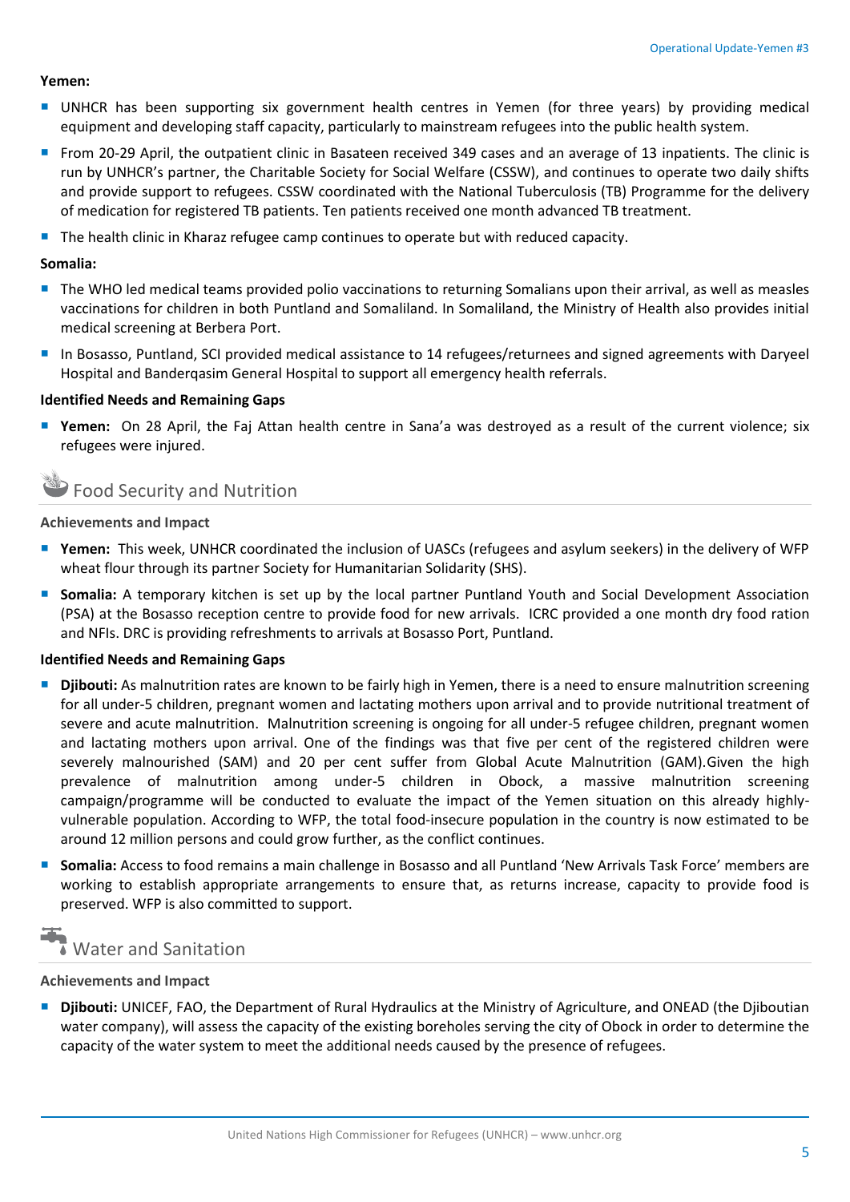**Yemen:**

- UNHCR has been supporting six government health centres in Yemen (for three years) by providing medical equipment and developing staff capacity, particularly to mainstream refugees into the public health system.
- From 20-29 April, the outpatient clinic in Basateen received 349 cases and an average of 13 inpatients. The clinic is run by UNHCR's partner, the Charitable Society for Social Welfare (CSSW), and continues to operate two daily shifts and provide support to refugees. CSSW coordinated with the National Tuberculosis (TB) Programme for the delivery of medication for registered TB patients. Ten patients received one month advanced TB treatment.
- The health clinic in Kharaz refugee camp continues to operate but with reduced capacity.

**Somalia:**

- The WHO led medical teams provided polio vaccinations to returning Somalians upon their arrival, as well as measles vaccinations for children in both Puntland and Somaliland. In Somaliland, the Ministry of Health also provides initial medical screening at Berbera Port.
- In Bosasso, Puntland, SCI provided medical assistance to 14 refugees/returnees and signed agreements with Daryeel Hospital and Banderqasim General Hospital to support all emergency health referrals.

**Identified Needs and Remaining Gaps**

- **Yemen:** On 28 April, the Faj Attan health centre in Sana'a was destroyed as a result of the current violence; six refugees were injured.

## Food Security and Nutrition

**Achievements and Impact**

- **Yemen:** This week, UNHCR coordinated the inclusion of UASCs (refugees and asylum seekers) in the delivery of WFP wheat flour through its partner Society for Humanitarian Solidarity (SHS).
- **Somalia:** A temporary kitchen is set up by the local partner Puntland Youth and Social Development Association (PSA) at the Bosasso reception centre to provide food for new arrivals. ICRC provided a one month dry food ration and NFIs. DRC is providing refreshments to arrivals at Bosasso Port, Puntland.

**Identified Needs and Remaining Gaps**

- **Djibouti:** As malnutrition rates are known to be fairly high in Yemen, there is a need to ensure malnutrition screening for all under-5 children, pregnant women and lactating mothers upon arrival and to provide nutritional treatment of severe and acute malnutrition. Malnutrition screening is ongoing for all under-5 refugee children, pregnant women and lactating mothers upon arrival. One of the findings was that five per cent of the registered children were severely malnourished (SAM) and 20 per cent suffer from Global Acute Malnutrition (GAM).Given the high prevalence of malnutrition among under-5 children in Obock, a massive malnutrition screening campaign/programme will be conducted to evaluate the impact of the Yemen situation on this already highly-vulnerable population. According to WFP, the total food-insecure population in the country is now estimated to be around 12 million persons and could grow further, as the conflict continues.
- **Somalia:** Access to food remains a main challenge in Bosasso and all Puntland 'New Arrivals Task Force' members are working to establish appropriate arrangements to ensure that, as returns increase, capacity to provide food is preserved. WFP is also committed to support.

## Water and Sanitation

**Achievements and Impact**

- **Djibouti:** UNICEF, FAO, the Department of Rural Hydraulics at the Ministry of Agriculture, and ONEAD (the Djiboutian water company), will assess the capacity of the existing boreholes serving the city of Obock in order to determine the capacity of the water system to meet the additional needs caused by the presence of refugees.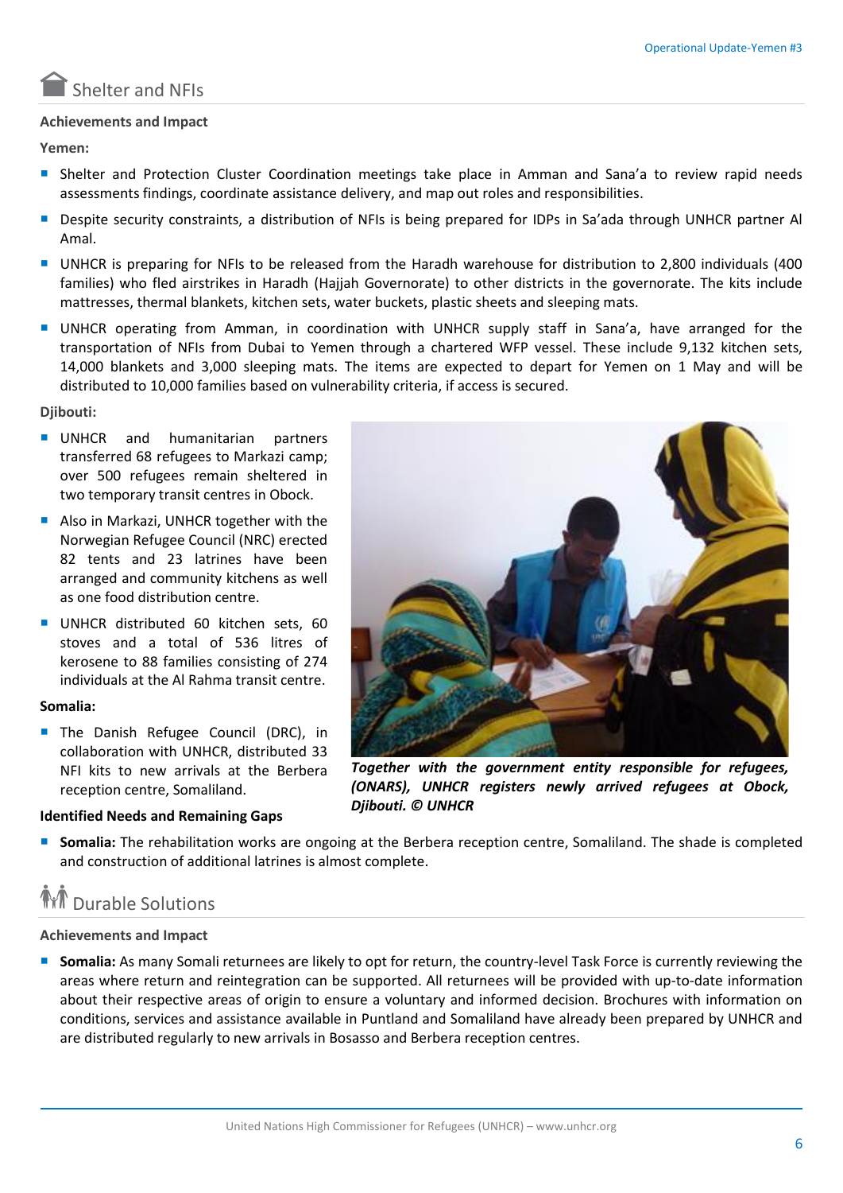## Shelter and NFIs

**Achievements and Impact**

**Yemen:**

- Shelter and Protection Cluster Coordination meetings take place in Amman and Sana'a to review rapid needs assessments findings, coordinate assistance delivery, and map out roles and responsibilities.
- Despite security constraints, a distribution of NFIs is being prepared for IDPs in Sa'ada through UNHCR partner Al Amal.
- UNHCR is preparing for NFIs to be released from the Haradh warehouse for distribution to 2,800 individuals (400 families) who fled airstrikes in Haradh (Hajjah Governorate) to other districts in the governorate. The kits include mattresses, thermal blankets, kitchen sets, water buckets, plastic sheets and sleeping mats.
- UNHCR operating from Amman, in coordination with UNHCR supply staff in Sana'a, have arranged for the transportation of NFIs from Dubai to Yemen through a chartered WFP vessel. These include 9,132 kitchen sets, 14,000 blankets and 3,000 sleeping mats. The items are expected to depart for Yemen on 1 May and will be distributed to 10,000 families based on vulnerability criteria, if access is secured.

**Djibouti:**

- UNHCR and humanitarian partners transferred 68 refugees to Markazi camp; over 500 refugees remain sheltered in two temporary transit centres in Obock.
- Also in Markazi, UNHCR together with the Norwegian Refugee Council (NRC) erected 82 tents and 23 latrines have been arranged and community kitchens as well as one food distribution centre.
- UNHCR distributed 60 kitchen sets, 60 stoves and a total of 536 litres of kerosene to 88 families consisting of 274 individuals at the Al Rahma transit centre.

**Somalia:**

- The Danish Refugee Council (DRC), in collaboration with UNHCR, distributed 33 NFI kits to new arrivals at the Berbera reception centre, Somaliland.

***Together with the government entity responsible for refugees, (ONARS), UNHCR registers newly arrived refugees at Obock, Djibouti. © UNHCR***

**Identified Needs and Remaining Gaps**

- **Somalia:** The rehabilitation works are ongoing at the Berbera reception centre, Somaliland. The shade is completed and construction of additional latrines is almost complete.

## Durable Solutions

**Achievements and Impact**

- **Somalia:** As many Somali returnees are likely to opt for return, the country-level Task Force is currently reviewing the areas where return and reintegration can be supported. All returnees will be provided with up-to-date information about their respective areas of origin to ensure a voluntary and informed decision. Brochures with information on conditions, services and assistance available in Puntland and Somaliland have already been prepared by UNHCR and are distributed regularly to new arrivals in Bosasso and Berbera reception centres.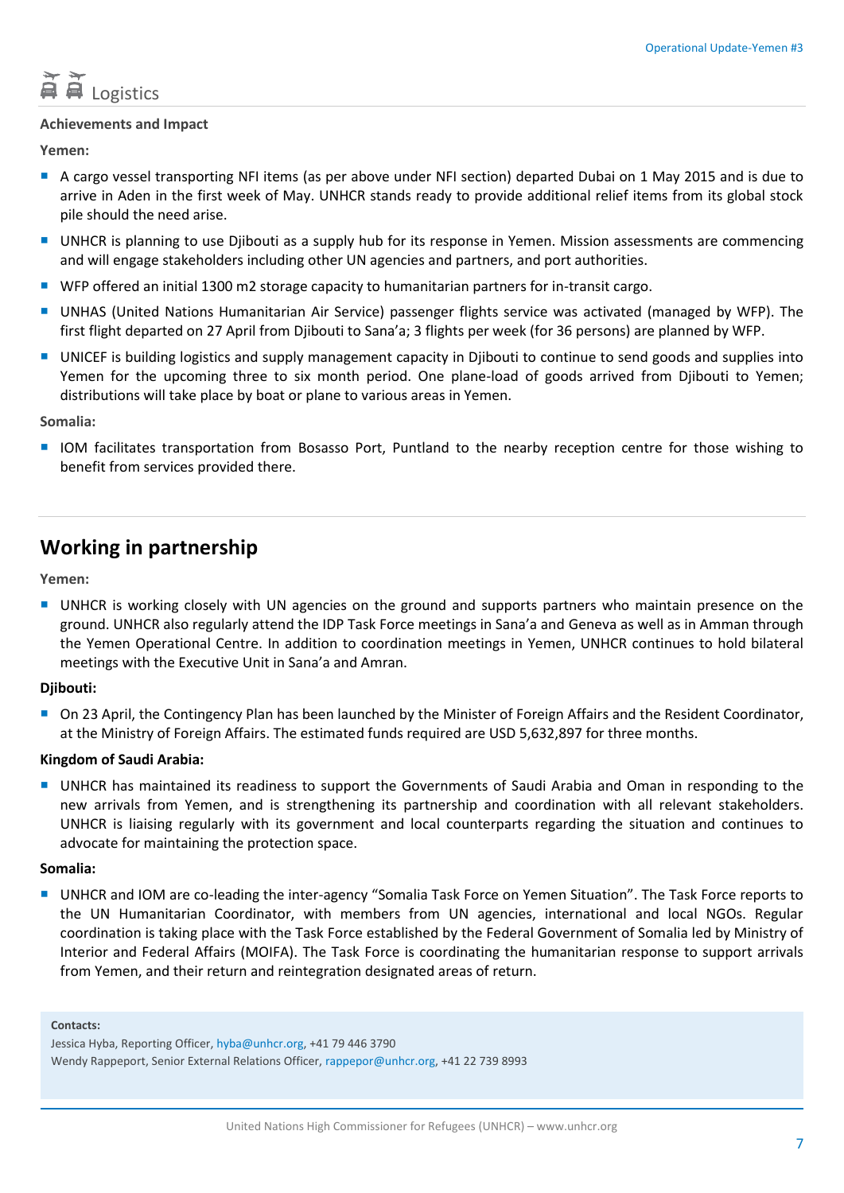## Logistics

**Achievements and Impact**

**Yemen:**

- A cargo vessel transporting NFI items (as per above under NFI section) departed Dubai on 1 May 2015 and is due to arrive in Aden in the first week of May. UNHCR stands ready to provide additional relief items from its global stock pile should the need arise.
- UNHCR is planning to use Djibouti as a supply hub for its response in Yemen. Mission assessments are commencing and will engage stakeholders including other UN agencies and partners, and port authorities.
- WFP offered an initial 1300 m2 storage capacity to humanitarian partners for in-transit cargo.
- UNHAS (United Nations Humanitarian Air Service) passenger flights service was activated (managed by WFP). The first flight departed on 27 April from Djibouti to Sana'a; 3 flights per week (for 36 persons) are planned by WFP.
- UNICEF is building logistics and supply management capacity in Djibouti to continue to send goods and supplies into Yemen for the upcoming three to six month period. One plane-load of goods arrived from Djibouti to Yemen; distributions will take place by boat or plane to various areas in Yemen.

**Somalia:**

- IOM facilitates transportation from Bosasso Port, Puntland to the nearby reception centre for those wishing to benefit from services provided there.

## Working in partnership

**Yemen:**

- UNHCR is working closely with UN agencies on the ground and supports partners who maintain presence on the ground. UNHCR also regularly attend the IDP Task Force meetings in Sana'a and Geneva as well as in Amman through the Yemen Operational Centre. In addition to coordination meetings in Yemen, UNHCR continues to hold bilateral meetings with the Executive Unit in Sana'a and Amran.

**Djibouti:**

- On 23 April, the Contingency Plan has been launched by the Minister of Foreign Affairs and the Resident Coordinator, at the Ministry of Foreign Affairs. The estimated funds required are USD 5,632,897 for three months.

**Kingdom of Saudi Arabia:**

- UNHCR has maintained its readiness to support the Governments of Saudi Arabia and Oman in responding to the new arrivals from Yemen, and is strengthening its partnership and coordination with all relevant stakeholders. UNHCR is liaising regularly with its government and local counterparts regarding the situation and continues to advocate for maintaining the protection space.

**Somalia:**

- UNHCR and IOM are co-leading the inter-agency "Somalia Task Force on Yemen Situation". The Task Force reports to the UN Humanitarian Coordinator, with members from UN agencies, international and local NGOs. Regular coordination is taking place with the Task Force established by the Federal Government of Somalia led by Ministry of Interior and Federal Affairs (MOIFA). The Task Force is coordinating the humanitarian response to support arrivals from Yemen, and their return and reintegration designated areas of return.

**Contacts:**

Jessica Hyba, Reporting Officer, hyba@unhcr.org, +41 79 446 3790

Wendy Rappeport, Senior External Relations Officer, rappepor@unhcr.org, +41 22 739 8993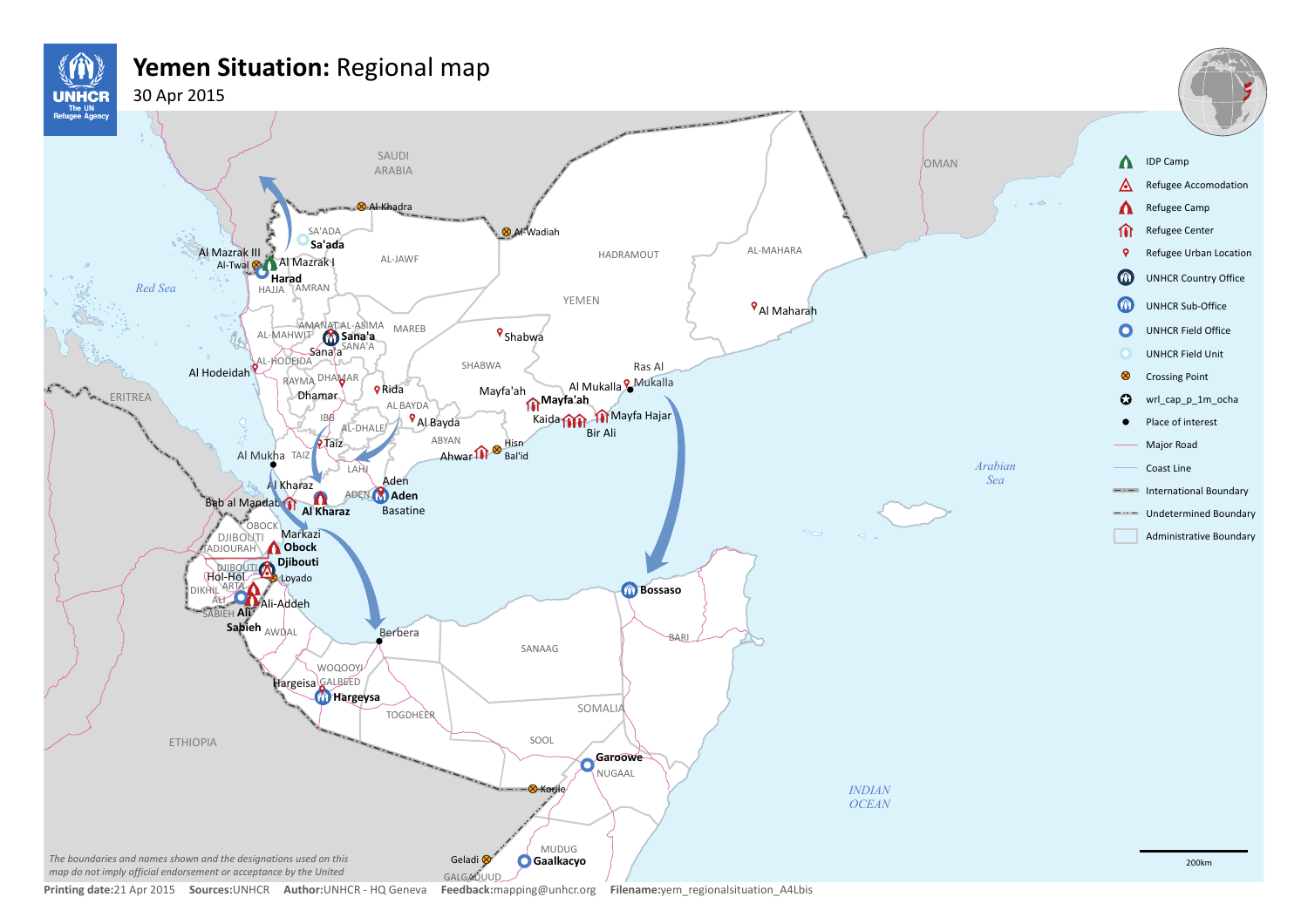# **Yemen Situation:** Regional map

30 Apr 2015

IDP Camp
Refugee Accomodation
Refugee Camp
Refugee Center
Refugee Urban Location
UNHCR Country Office
UNHCR Sub-Office
UNHCR Field Office
UNHCR Field Unit
Crossing Point
wrl_cap_p_1m_ocha
Place of interest
Major Road
Coast Line
International Boundary
Undetermined Boundary
Administrative Boundary

200km

SAUDI ARABIA
OMAN
YEMEN
ERITREA
ETHIOPIA
SOMALIA
Red Sea
Arabian Sea
INDIAN OCEAN

Al Khadra
Al Wadiah
SA'ADA
Sa'ada
Al Mazrak III
Al-Twal
Al Mazrak I
Harad
HAJJA
AMRAN
AL-JAWF
HADRAMOUT
AL-MAHARA
Al Maharah
AMANAT AL-ASIMA
AL-MAHWIT
Sana'a
SANA'A
Sana'a
MAREB
Shabwa
AL-HODEIDA
Al Hodeidah
RAYMA
DHAMAR
Dhamar
Rida
AL BAYDA
Al Bayda
SHABWA
Mayfa'ah
Mayfa'ah
Al Mukalla
Ras Al Mukalla
Kaida
Mayfa Hajar
Bir Ali
IBB
AL-DHALE
Taiz
TAIZ
Al Mukha
ABYAN
Hisn Bal'id
Ahwar
LAHJ
Al Kharaz
Aden
ADEN
Aden
Basatine
Bab al Mandab
Al Kharaz
OBOCK
Markazi
Obock
DJIBOUTI
TADJOURAH
DJIBOUTI
Djibouti
Hol-Hol
Loyado
ARTA
DIKHIL
ALI SABIEH
Ali-Addeh
Ali Sabieh
AWDAL
Berbera
Bossaso
BARI
SANAAG
WOQOOYI GALBEED
Hargeisa
Hargeysa
TOGDHEER
SOOL
Garoowe
NUGAAL
Korile
Geladi
MUDUG
Gaalkacyo
GALGADUUD

*The boundaries and names shown and the designations used on this map do not imply official endorsement or acceptance by the United*

**Printing date:**21 Apr 2015 **Sources:**UNHCR **Author:**UNHCR - HQ Geneva **Feedback:**mapping@unhcr.org **Filename:**yem_regionalsituation_A4Lbis